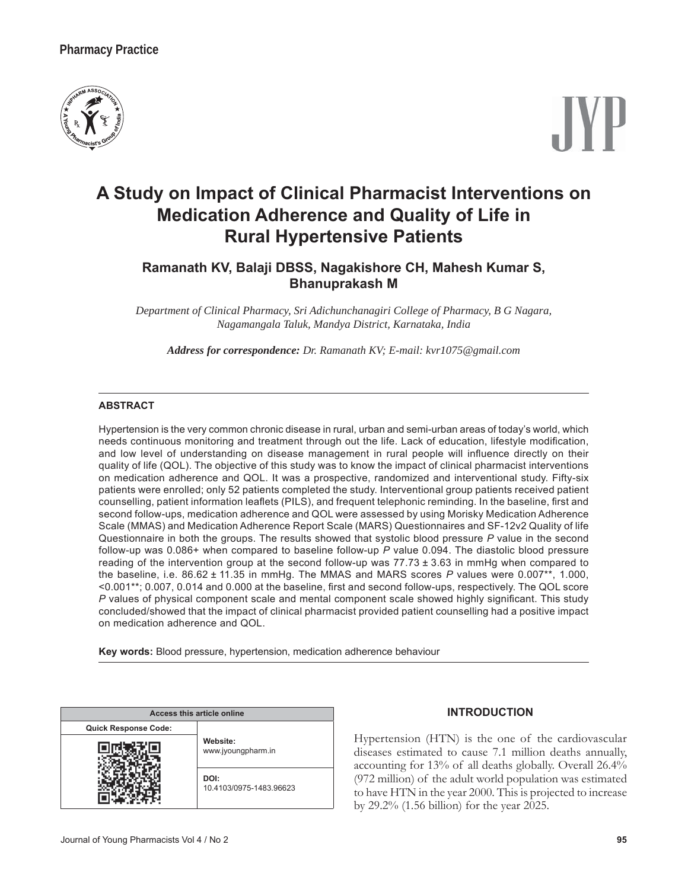Pharmacy Practice

# A Study on Impact of Clinical Pharmacist Interventions on Medication Adherence and Quality of Life in Rural Hypertensive Patients

**Ramanath KV, Balaji DBSS, Nagakishore CH, Mahesh Kumar S, Bhanuprakash M**

*Department of Clinical Pharmacy, Sri Adichunchanagiri College of Pharmacy, B G Nagara, Nagamangala Taluk, Mandya District, Karnataka, India*

***Address for correspondence:*** *Dr. Ramanath KV; E-mail: kvr1075@gmail.com*

## ABSTRACT

Hypertension is the very common chronic disease in rural, urban and semi-urban areas of today's world, which needs continuous monitoring and treatment through out the life. Lack of education, lifestyle modification, and low level of understanding on disease management in rural people will influence directly on their quality of life (QOL). The objective of this study was to know the impact of clinical pharmacist interventions on medication adherence and QOL. It was a prospective, randomized and interventional study. Fifty-six patients were enrolled; only 52 patients completed the study. Interventional group patients received patient counselling, patient information leaflets (PILS), and frequent telephonic reminding. In the baseline, first and second follow-ups, medication adherence and QOL were assessed by using Morisky Medication Adherence Scale (MMAS) and Medication Adherence Report Scale (MARS) Questionnaires and SF-12v2 Quality of life Questionnaire in both the groups. The results showed that systolic blood pressure $P$ value in the second follow-up was 0.086+ when compared to baseline follow-up $P$ value 0.094. The diastolic blood pressure reading of the intervention group at the second follow-up was 77.73 ± 3.63 in mmHg when compared to the baseline, i.e. 86.62 ± 11.35 in mmHg. The MMAS and MARS scores $P$ values were 0.007**, 1.000, <0.001**; 0.007, 0.014 and 0.000 at the baseline, first and second follow-ups, respectively. The QOL score $P$ values of physical component scale and mental component scale showed highly significant. This study concluded/showed that the impact of clinical pharmacist provided patient counselling had a positive impact on medication adherence and QOL.

**Key words:** Blood pressure, hypertension, medication adherence behaviour

| Access this article online | |
|---|---|
| Quick Response Code: | **Website:** www.jyoungpharm.in |
| | **DOI:** 10.4103/0975-1483.96623 |

## INTRODUCTION

Hypertension (HTN) is the one of the cardiovascular diseases estimated to cause 7.1 million deaths annually, accounting for 13% of all deaths globally. Overall 26.4% (972 million) of the adult world population was estimated to have HTN in the year 2000. This is projected to increase by 29.2% (1.56 billion) for the year 2025.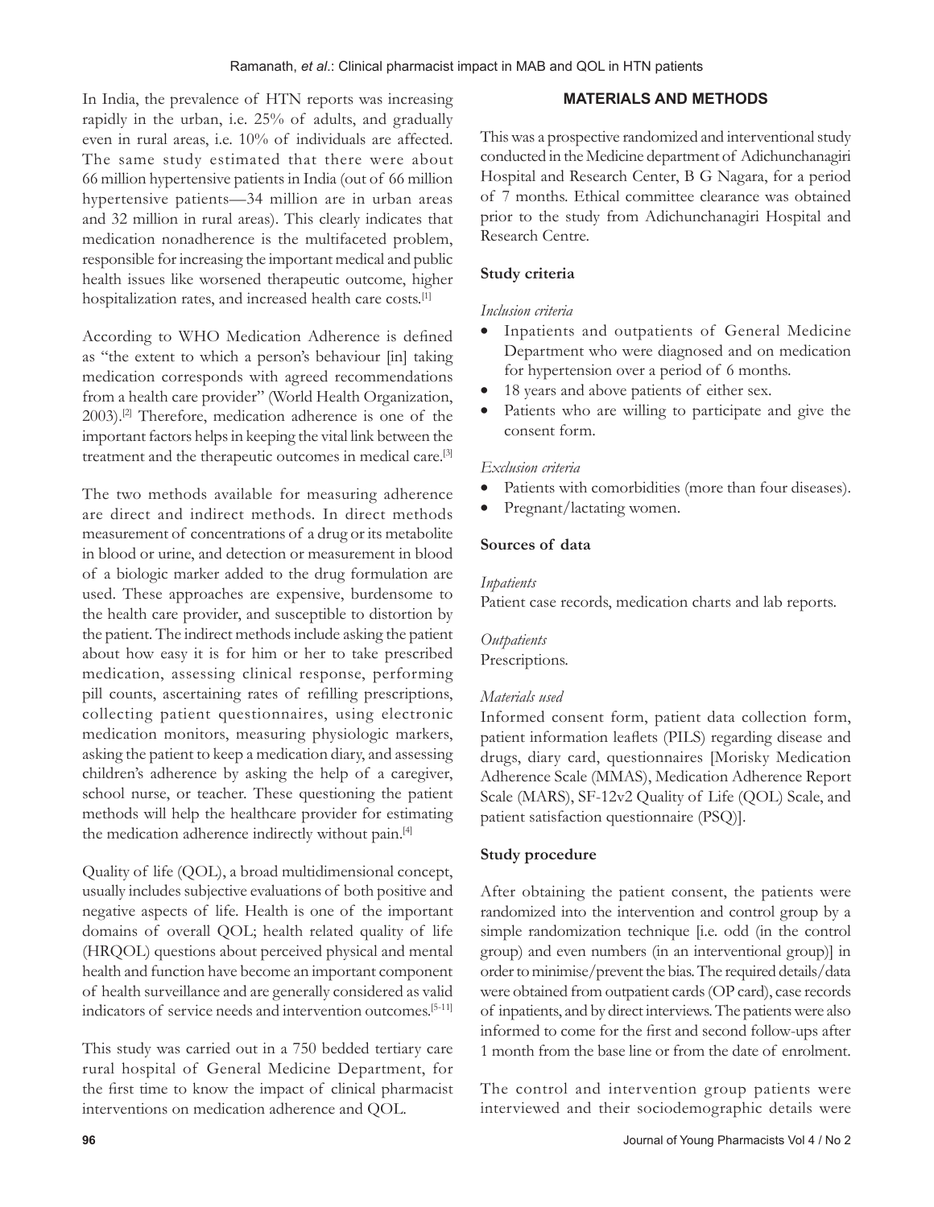In India, the prevalence of HTN reports was increasing rapidly in the urban, i.e. 25% of adults, and gradually even in rural areas, i.e. 10% of individuals are affected. The same study estimated that there were about 66 million hypertensive patients in India (out of 66 million hypertensive patients—34 million are in urban areas and 32 million in rural areas). This clearly indicates that medication nonadherence is the multifaceted problem, responsible for increasing the important medical and public health issues like worsened therapeutic outcome, higher hospitalization rates, and increased health care costs.[1]

According to WHO Medication Adherence is defined as "the extent to which a person's behaviour [in] taking medication corresponds with agreed recommendations from a health care provider" (World Health Organization, 2003).[2] Therefore, medication adherence is one of the important factors helps in keeping the vital link between the treatment and the therapeutic outcomes in medical care.[3]

The two methods available for measuring adherence are direct and indirect methods. In direct methods measurement of concentrations of a drug or its metabolite in blood or urine, and detection or measurement in blood of a biologic marker added to the drug formulation are used. These approaches are expensive, burdensome to the health care provider, and susceptible to distortion by the patient. The indirect methods include asking the patient about how easy it is for him or her to take prescribed medication, assessing clinical response, performing pill counts, ascertaining rates of refilling prescriptions, collecting patient questionnaires, using electronic medication monitors, measuring physiologic markers, asking the patient to keep a medication diary, and assessing children's adherence by asking the help of a caregiver, school nurse, or teacher. These questioning the patient methods will help the healthcare provider for estimating the medication adherence indirectly without pain.[4]

Quality of life (QOL), a broad multidimensional concept, usually includes subjective evaluations of both positive and negative aspects of life. Health is one of the important domains of overall QOL; health related quality of life (HRQOL) questions about perceived physical and mental health and function have become an important component of health surveillance and are generally considered as valid indicators of service needs and intervention outcomes.[5-11]

This study was carried out in a 750 bedded tertiary care rural hospital of General Medicine Department, for the first time to know the impact of clinical pharmacist interventions on medication adherence and QOL.

## MATERIALS AND METHODS

This was a prospective randomized and interventional study conducted in the Medicine department of Adichunchanagiri Hospital and Research Center, B G Nagara, for a period of 7 months. Ethical committee clearance was obtained prior to the study from Adichunchanagiri Hospital and Research Centre.

### Study criteria

*Inclusion criteria*

- Inpatients and outpatients of General Medicine Department who were diagnosed and on medication for hypertension over a period of 6 months.
- 18 years and above patients of either sex.
- Patients who are willing to participate and give the consent form.

*Exclusion criteria*

- Patients with comorbidities (more than four diseases).
- Pregnant/lactating women.

### Sources of data

*Inpatients*

Patient case records, medication charts and lab reports.

*Outpatients*

Prescriptions.

*Materials used*

Informed consent form, patient data collection form, patient information leaflets (PILS) regarding disease and drugs, diary card, questionnaires [Morisky Medication Adherence Scale (MMAS), Medication Adherence Report Scale (MARS), SF-12v2 Quality of Life (QOL) Scale, and patient satisfaction questionnaire (PSQ)].

### Study procedure

After obtaining the patient consent, the patients were randomized into the intervention and control group by a simple randomization technique [i.e. odd (in the control group) and even numbers (in an interventional group)] in order to minimise/prevent the bias. The required details/data were obtained from outpatient cards (OP card), case records of inpatients, and by direct interviews. The patients were also informed to come for the first and second follow-ups after 1 month from the base line or from the date of enrolment.

The control and intervention group patients were interviewed and their sociodemographic details were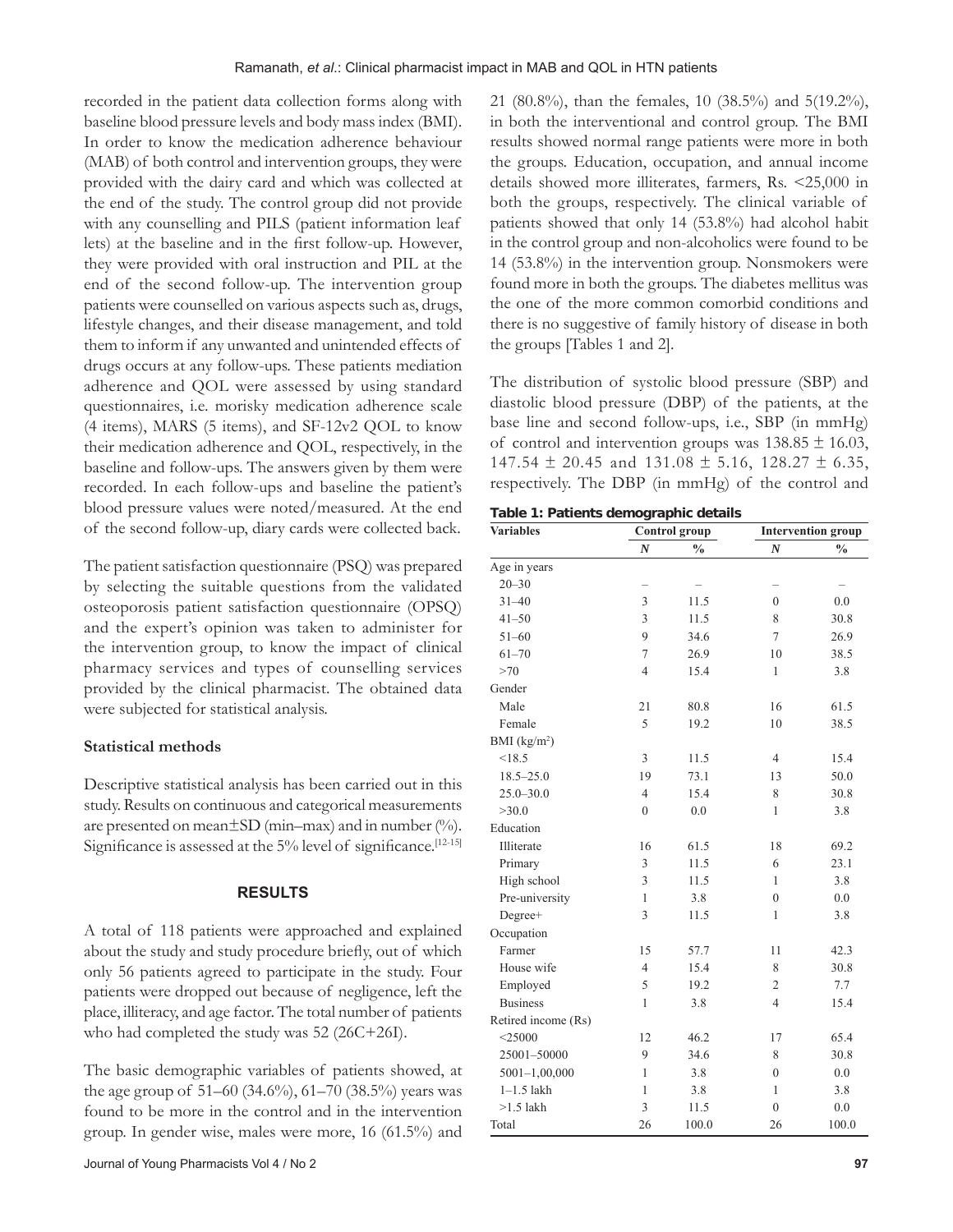recorded in the patient data collection forms along with baseline blood pressure levels and body mass index (BMI). In order to know the medication adherence behaviour (MAB) of both control and intervention groups, they were provided with the dairy card and which was collected at the end of the study. The control group did not provide with any counselling and PILS (patient information leaf lets) at the baseline and in the first follow-up. However, they were provided with oral instruction and PIL at the end of the second follow-up. The intervention group patients were counselled on various aspects such as, drugs, lifestyle changes, and their disease management, and told them to inform if any unwanted and unintended effects of drugs occurs at any follow-ups. These patients mediation adherence and QOL were assessed by using standard questionnaires, i.e. morisky medication adherence scale (4 items), MARS (5 items), and SF-12v2 QOL to know their medication adherence and QOL, respectively, in the baseline and follow-ups. The answers given by them were recorded. In each follow-ups and baseline the patient's blood pressure values were noted/measured. At the end of the second follow-up, diary cards were collected back.

The patient satisfaction questionnaire (PSQ) was prepared by selecting the suitable questions from the validated osteoporosis patient satisfaction questionnaire (OPSQ) and the expert's opinion was taken to administer for the intervention group, to know the impact of clinical pharmacy services and types of counselling services provided by the clinical pharmacist. The obtained data were subjected for statistical analysis.

### Statistical methods

Descriptive statistical analysis has been carried out in this study. Results on continuous and categorical measurements are presented on mean±SD (min–max) and in number (%). Significance is assessed at the 5% level of significance.[12-15]

## RESULTS

A total of 118 patients were approached and explained about the study and study procedure briefly, out of which only 56 patients agreed to participate in the study. Four patients were dropped out because of negligence, left the place, illiteracy, and age factor. The total number of patients who had completed the study was 52 (26C+26I).

The basic demographic variables of patients showed, at the age group of 51–60 (34.6%), 61–70 (38.5%) years was found to be more in the control and in the intervention group. In gender wise, males were more, 16 (61.5%) and 21 (80.8%), than the females, 10 (38.5%) and 5(19.2%), in both the interventional and control group. The BMI results showed normal range patients were more in both the groups. Education, occupation, and annual income details showed more illiterates, farmers, Rs. <25,000 in both the groups, respectively. The clinical variable of patients showed that only 14 (53.8%) had alcohol habit in the control group and non-alcoholics were found to be 14 (53.8%) in the intervention group. Nonsmokers were found more in both the groups. The diabetes mellitus was the one of the more common comorbid conditions and there is no suggestive of family history of disease in both the groups [Tables 1 and 2].

The distribution of systolic blood pressure (SBP) and diastolic blood pressure (DBP) of the patients, at the base line and second follow-ups, i.e., SBP (in mmHg) of control and intervention groups was 138.85 ± 16.03, 147.54 ± 20.45 and 131.08 ± 5.16, 128.27 ± 6.35, respectively. The DBP (in mmHg) of the control and

**Table 1: Patients demographic details**

| Variables | Control group | | Intervention group | |
|---|---|---|---|---|
| | *N* | % | *N* | % |
| Age in years | | | | |
| 20–30 | – | – | – | – |
| 31–40 | 3 | 11.5 | 0 | 0.0 |
| 41–50 | 3 | 11.5 | 8 | 30.8 |
| 51–60 | 9 | 34.6 | 7 | 26.9 |
| 61–70 | 7 | 26.9 | 10 | 38.5 |
| >70 | 4 | 15.4 | 1 | 3.8 |
| Gender | | | | |
| Male | 21 | 80.8 | 16 | 61.5 |
| Female | 5 | 19.2 | 10 | 38.5 |
| BMI (kg/m$^2$) | | | | |
| <18.5 | 3 | 11.5 | 4 | 15.4 |
| 18.5–25.0 | 19 | 73.1 | 13 | 50.0 |
| 25.0–30.0 | 4 | 15.4 | 8 | 30.8 |
| >30.0 | 0 | 0.0 | 1 | 3.8 |
| Education | | | | |
| Illiterate | 16 | 61.5 | 18 | 69.2 |
| Primary | 3 | 11.5 | 6 | 23.1 |
| High school | 3 | 11.5 | 1 | 3.8 |
| Pre-university | 1 | 3.8 | 0 | 0.0 |
| Degree+ | 3 | 11.5 | 1 | 3.8 |
| Occupation | | | | |
| Farmer | 15 | 57.7 | 11 | 42.3 |
| House wife | 4 | 15.4 | 8 | 30.8 |
| Employed | 5 | 19.2 | 2 | 7.7 |
| Business | 1 | 3.8 | 4 | 15.4 |
| Retired income (Rs) | | | | |
| <25000 | 12 | 46.2 | 17 | 65.4 |
| 25001–50000 | 9 | 34.6 | 8 | 30.8 |
| 5001–1,00,000 | 1 | 3.8 | 0 | 0.0 |
| 1–1.5 lakh | 1 | 3.8 | 1 | 3.8 |
| >1.5 lakh | 3 | 11.5 | 0 | 0.0 |
| Total | 26 | 100.0 | 26 | 100.0 |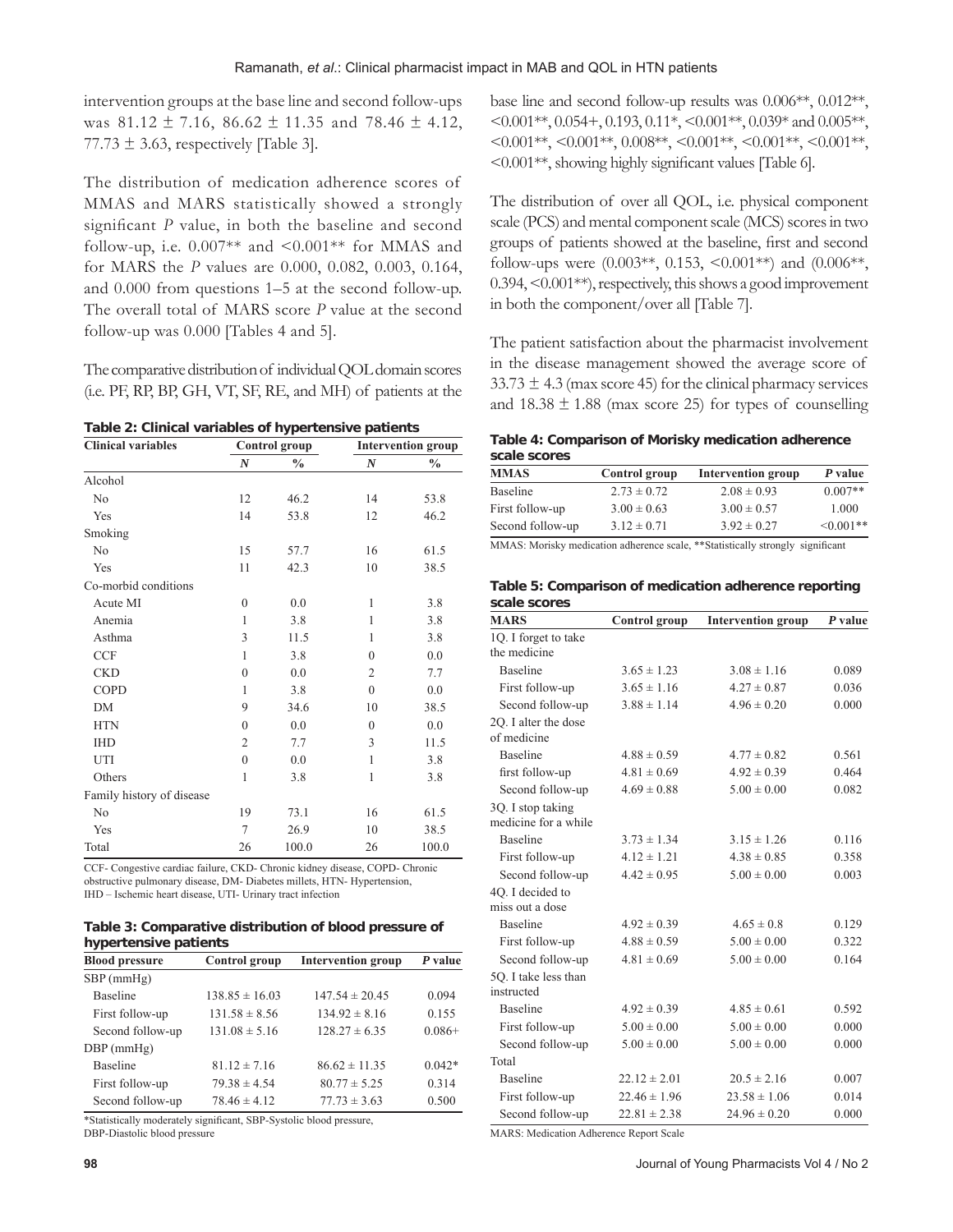intervention groups at the base line and second follow-ups was 81.12 ± 7.16, 86.62 ± 11.35 and 78.46 ± 4.12, 77.73 ± 3.63, respectively [Table 3].

The distribution of medication adherence scores of MMAS and MARS statistically showed a strongly significant *P* value, in both the baseline and second follow-up, i.e. 0.007** and <0.001** for MMAS and for MARS the *P* values are 0.000, 0.082, 0.003, 0.164, and 0.000 from questions 1–5 at the second follow-up. The overall total of MARS score *P* value at the second follow-up was 0.000 [Tables 4 and 5].

The comparative distribution of individual QOL domain scores (i.e. PF, RP, BP, GH, VT, SF, RE, and MH) of patients at the base line and second follow-up results was 0.006**, 0.012**, <0.001**, 0.054+, 0.193, 0.11*, <0.001**, 0.039* and 0.005**, <0.001**, <0.001**, 0.008**, <0.001**, <0.001**, <0.001**, <0.001**, showing highly significant values [Table 6].

The distribution of over all QOL, i.e. physical component scale (PCS) and mental component scale (MCS) scores in two groups of patients showed at the baseline, first and second follow-ups were (0.003**, 0.153, <0.001**) and (0.006**, 0.394, <0.001**), respectively, this shows a good improvement in both the component/over all [Table 7].

The patient satisfaction about the pharmacist involvement in the disease management showed the average score of 33.73 ± 4.3 (max score 45) for the clinical pharmacy services and 18.38 ± 1.88 (max score 25) for types of counselling

**Table 2: Clinical variables of hypertensive patients**

| Clinical variables | Control group | | Intervention group | |
|---|---|---|---|---|
| | *N* | % | *N* | % |
| Alcohol | | | | |
| No | 12 | 46.2 | 14 | 53.8 |
| Yes | 14 | 53.8 | 12 | 46.2 |
| Smoking | | | | |
| No | 15 | 57.7 | 16 | 61.5 |
| Yes | 11 | 42.3 | 10 | 38.5 |
| Co-morbid conditions | | | | |
| Acute MI | 0 | 0.0 | 1 | 3.8 |
| Anemia | 1 | 3.8 | 1 | 3.8 |
| Asthma | 3 | 11.5 | 1 | 3.8 |
| CCF | 1 | 3.8 | 0 | 0.0 |
| CKD | 0 | 0.0 | 2 | 7.7 |
| COPD | 1 | 3.8 | 0 | 0.0 |
| DM | 9 | 34.6 | 10 | 38.5 |
| HTN | 0 | 0.0 | 0 | 0.0 |
| IHD | 2 | 7.7 | 3 | 11.5 |
| UTI | 0 | 0.0 | 1 | 3.8 |
| Others | 1 | 3.8 | 1 | 3.8 |
| Family history of disease | | | | |
| No | 19 | 73.1 | 16 | 61.5 |
| Yes | 7 | 26.9 | 10 | 38.5 |
| Total | 26 | 100.0 | 26 | 100.0 |

CCF- Congestive cardiac failure, CKD- Chronic kidney disease, COPD- Chronic obstructive pulmonary disease, DM- Diabetes millets, HTN- Hypertension, IHD – Ischemic heart disease, UTI- Urinary tract infection

**Table 3: Comparative distribution of blood pressure of hypertensive patients**

| Blood pressure | Control group | Intervention group | *P* value |
|---|---|---|---|
| SBP (mmHg) | | | |
| Baseline | 138.85 ± 16.03 | 147.54 ± 20.45 | 0.094 |
| First follow-up | 131.58 ± 8.56 | 134.92 ± 8.16 | 0.155 |
| Second follow-up | 131.08 ± 5.16 | 128.27 ± 6.35 | 0.086+ |
| DBP (mmHg) | | | |
| Baseline | 81.12 ± 7.16 | 86.62 ± 11.35 | 0.042* |
| First follow-up | 79.38 ± 4.54 | 80.77 ± 5.25 | 0.314 |
| Second follow-up | 78.46 ± 4.12 | 77.73 ± 3.63 | 0.500 |

*Statistically moderately significant, SBP-Systolic blood pressure, DBP-Diastolic blood pressure

**Table 4: Comparison of Morisky medication adherence scale scores**

| MMAS | Control group | Intervention group | *P* value |
|---|---|---|---|
| Baseline | 2.73 ± 0.72 | 2.08 ± 0.93 | 0.007** |
| First follow-up | 3.00 ± 0.63 | 3.00 ± 0.57 | 1.000 |
| Second follow-up | 3.12 ± 0.71 | 3.92 ± 0.27 | <0.001** |

MMAS: Morisky medication adherence scale, **Statistically strongly significant

**Table 5: Comparison of medication adherence reporting scale scores**

| MARS | Control group | Intervention group | *P* value |
|---|---|---|---|
| 1Q. I forget to take the medicine | | | |
| Baseline | 3.65 ± 1.23 | 3.08 ± 1.16 | 0.089 |
| First follow-up | 3.65 ± 1.16 | 4.27 ± 0.87 | 0.036 |
| Second follow-up | 3.88 ± 1.14 | 4.96 ± 0.20 | 0.000 |
| 2Q. I alter the dose of medicine | | | |
| Baseline | 4.88 ± 0.59 | 4.77 ± 0.82 | 0.561 |
| first follow-up | 4.81 ± 0.69 | 4.92 ± 0.39 | 0.464 |
| Second follow-up | 4.69 ± 0.88 | 5.00 ± 0.00 | 0.082 |
| 3Q. I stop taking medicine for a while | | | |
| Baseline | 3.73 ± 1.34 | 3.15 ± 1.26 | 0.116 |
| First follow-up | 4.12 ± 1.21 | 4.38 ± 0.85 | 0.358 |
| Second follow-up | 4.42 ± 0.95 | 5.00 ± 0.00 | 0.003 |
| 4Q. I decided to miss out a dose | | | |
| Baseline | 4.92 ± 0.39 | 4.65 ± 0.8 | 0.129 |
| First follow-up | 4.88 ± 0.59 | 5.00 ± 0.00 | 0.322 |
| Second follow-up | 4.81 ± 0.69 | 5.00 ± 0.00 | 0.164 |
| 5Q. I take less than instructed | | | |
| Baseline | 4.92 ± 0.39 | 4.85 ± 0.61 | 0.592 |
| First follow-up | 5.00 ± 0.00 | 5.00 ± 0.00 | 0.000 |
| Second follow-up | 5.00 ± 0.00 | 5.00 ± 0.00 | 0.000 |
| Total | | | |
| Baseline | 22.12 ± 2.01 | 20.5 ± 2.16 | 0.007 |
| First follow-up | 22.46 ± 1.96 | 23.58 ± 1.06 | 0.014 |
| Second follow-up | 22.81 ± 2.38 | 24.96 ± 0.20 | 0.000 |

MARS: Medication Adherence Report Scale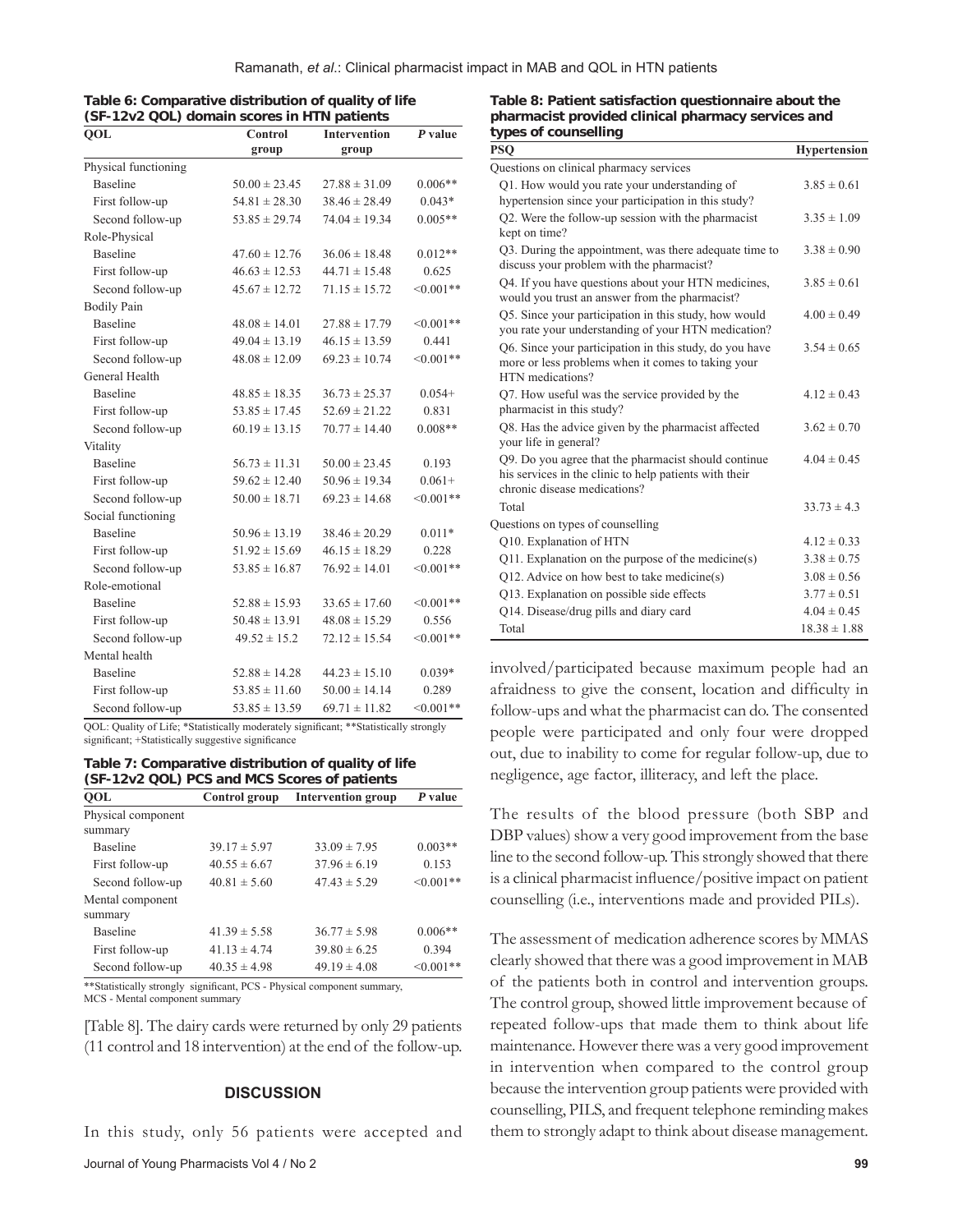**Table 6: Comparative distribution of quality of life (SF-12v2 QOL) domain scores in HTN patients**

| QOL | Control group | Intervention group | P value |
|---|---|---|---|
| Physical functioning | | | |
| Baseline | 50.00 ± 23.45 | 27.88 ± 31.09 | 0.006** |
| First follow-up | 54.81 ± 28.30 | 38.46 ± 28.49 | 0.043* |
| Second follow-up | 53.85 ± 29.74 | 74.04 ± 19.34 | 0.005** |
| Role-Physical | | | |
| Baseline | 47.60 ± 12.76 | 36.06 ± 18.48 | 0.012** |
| First follow-up | 46.63 ± 12.53 | 44.71 ± 15.48 | 0.625 |
| Second follow-up | 45.67 ± 12.72 | 71.15 ± 15.72 | <0.001** |
| Bodily Pain | | | |
| Baseline | 48.08 ± 14.01 | 27.88 ± 17.79 | <0.001** |
| First follow-up | 49.04 ± 13.19 | 46.15 ± 13.59 | 0.441 |
| Second follow-up | 48.08 ± 12.09 | 69.23 ± 10.74 | <0.001** |
| General Health | | | |
| Baseline | 48.85 ± 18.35 | 36.73 ± 25.37 | 0.054+ |
| First follow-up | 53.85 ± 17.45 | 52.69 ± 21.22 | 0.831 |
| Second follow-up | 60.19 ± 13.15 | 70.77 ± 14.40 | 0.008** |
| Vitality | | | |
| Baseline | 56.73 ± 11.31 | 50.00 ± 23.45 | 0.193 |
| First follow-up | 59.62 ± 12.40 | 50.96 ± 19.34 | 0.061+ |
| Second follow-up | 50.00 ± 18.71 | 69.23 ± 14.68 | <0.001** |
| Social functioning | | | |
| Baseline | 50.96 ± 13.19 | 38.46 ± 20.29 | 0.011* |
| First follow-up | 51.92 ± 15.69 | 46.15 ± 18.29 | 0.228 |
| Second follow-up | 53.85 ± 16.87 | 76.92 ± 14.01 | <0.001** |
| Role-emotional | | | |
| Baseline | 52.88 ± 15.93 | 33.65 ± 17.60 | <0.001** |
| First follow-up | 50.48 ± 13.91 | 48.08 ± 15.29 | 0.556 |
| Second follow-up | 49.52 ± 15.2 | 72.12 ± 15.54 | <0.001** |
| Mental health | | | |
| Baseline | 52.88 ± 14.28 | 44.23 ± 15.10 | 0.039* |
| First follow-up | 53.85 ± 11.60 | 50.00 ± 14.14 | 0.289 |
| Second follow-up | 53.85 ± 13.59 | 69.71 ± 11.82 | <0.001** |

QOL: Quality of Life; *Statistically moderately significant; **Statistically strongly significant; +Statistically suggestive significance

**Table 7: Comparative distribution of quality of life (SF-12v2 QOL) PCS and MCS Scores of patients**

| QOL | Control group | Intervention group | P value |
|---|---|---|---|
| Physical component summary | | | |
| Baseline | 39.17 ± 5.97 | 33.09 ± 7.95 | 0.003** |
| First follow-up | 40.55 ± 6.67 | 37.96 ± 6.19 | 0.153 |
| Second follow-up | 40.81 ± 5.60 | 47.43 ± 5.29 | <0.001** |
| Mental component summary | | | |
| Baseline | 41.39 ± 5.58 | 36.77 ± 5.98 | 0.006** |
| First follow-up | 41.13 ± 4.74 | 39.80 ± 6.25 | 0.394 |
| Second follow-up | 40.35 ± 4.98 | 49.19 ± 4.08 | <0.001** |

**Statistically strongly significant, PCS - Physical component summary, MCS - Mental component summary

[Table 8]. The dairy cards were returned by only 29 patients (11 control and 18 intervention) at the end of the follow-up.

## DISCUSSION

In this study, only 56 patients were accepted and involved/participated because maximum people had an afraidness to give the consent, location and difficulty in follow-ups and what the pharmacist can do. The consented people were participated and only four were dropped out, due to inability to come for regular follow-up, due to negligence, age factor, illiteracy, and left the place.

**Table 8: Patient satisfaction questionnaire about the pharmacist provided clinical pharmacy services and types of counselling**

| PSQ | Hypertension |
|---|---|
| Questions on clinical pharmacy services | |
| Q1. How would you rate your understanding of hypertension since your participation in this study? | 3.85 ± 0.61 |
| Q2. Were the follow-up session with the pharmacist kept on time? | 3.35 ± 1.09 |
| Q3. During the appointment, was there adequate time to discuss your problem with the pharmacist? | 3.38 ± 0.90 |
| Q4. If you have questions about your HTN medicines, would you trust an answer from the pharmacist? | 3.85 ± 0.61 |
| Q5. Since your participation in this study, how would you rate your understanding of your HTN medication? | 4.00 ± 0.49 |
| Q6. Since your participation in this study, do you have more or less problems when it comes to taking your HTN medications? | 3.54 ± 0.65 |
| Q7. How useful was the service provided by the pharmacist in this study? | 4.12 ± 0.43 |
| Q8. Has the advice given by the pharmacist affected your life in general? | 3.62 ± 0.70 |
| Q9. Do you agree that the pharmacist should continue his services in the clinic to help patients with their chronic disease medications? | 4.04 ± 0.45 |
| Total | 33.73 ± 4.3 |
| Questions on types of counselling | |
| Q10. Explanation of HTN | 4.12 ± 0.33 |
| Q11. Explanation on the purpose of the medicine(s) | 3.38 ± 0.75 |
| Q12. Advice on how best to take medicine(s) | 3.08 ± 0.56 |
| Q13. Explanation on possible side effects | 3.77 ± 0.51 |
| Q14. Disease/drug pills and diary card | 4.04 ± 0.45 |
| Total | 18.38 ± 1.88 |

The results of the blood pressure (both SBP and DBP values) show a very good improvement from the base line to the second follow-up. This strongly showed that there is a clinical pharmacist influence/positive impact on patient counselling (i.e., interventions made and provided PILs).

The assessment of medication adherence scores by MMAS clearly showed that there was a good improvement in MAB of the patients both in control and intervention groups. The control group, showed little improvement because of repeated follow-ups that made them to think about life maintenance. However there was a very good improvement in intervention when compared to the control group because the intervention group patients were provided with counselling, PILS, and frequent telephone reminding makes them to strongly adapt to think about disease management.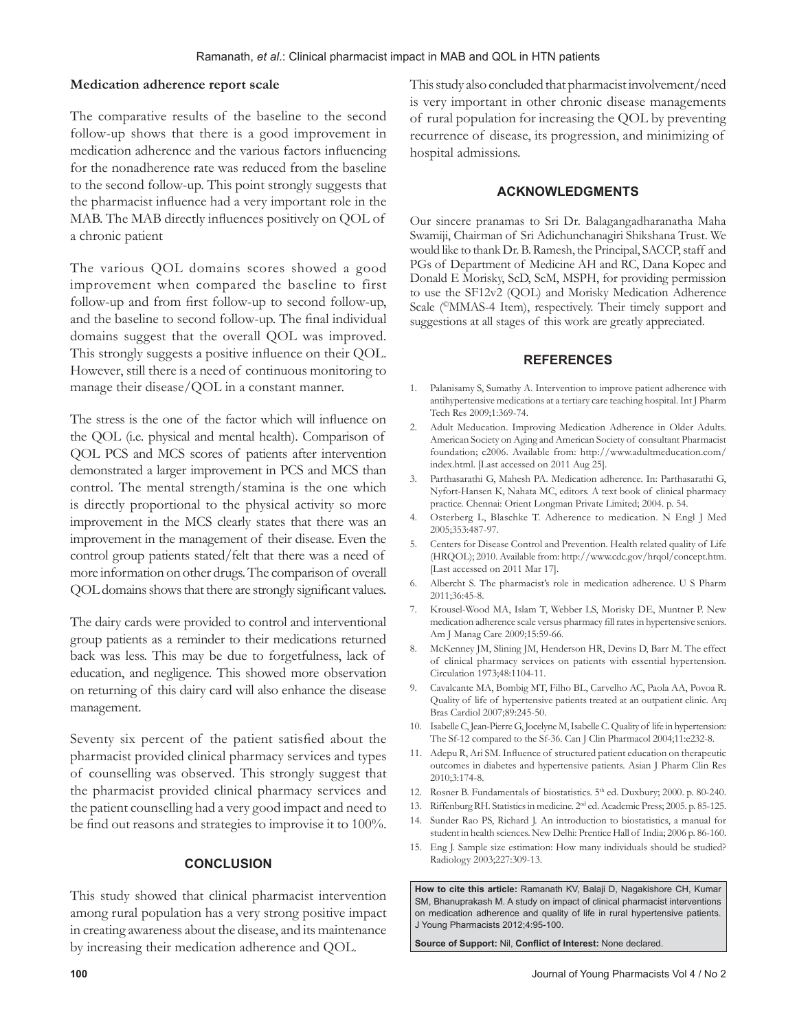### Medication adherence report scale

The comparative results of the baseline to the second follow-up shows that there is a good improvement in medication adherence and the various factors influencing for the nonadherence rate was reduced from the baseline to the second follow-up. This point strongly suggests that the pharmacist influence had a very important role in the MAB. The MAB directly influences positively on QOL of a chronic patient

The various QOL domains scores showed a good improvement when compared the baseline to first follow-up and from first follow-up to second follow-up, and the baseline to second follow-up. The final individual domains suggest that the overall QOL was improved. This strongly suggests a positive influence on their QOL. However, still there is a need of continuous monitoring to manage their disease/QOL in a constant manner.

The stress is the one of the factor which will influence on the QOL (i.e. physical and mental health). Comparison of QOL PCS and MCS scores of patients after intervention demonstrated a larger improvement in PCS and MCS than control. The mental strength/stamina is the one which is directly proportional to the physical activity so more improvement in the MCS clearly states that there was an improvement in the management of their disease. Even the control group patients stated/felt that there was a need of more information on other drugs. The comparison of overall QOL domains shows that there are strongly significant values.

The dairy cards were provided to control and interventional group patients as a reminder to their medications returned back was less. This may be due to forgetfulness, lack of education, and negligence. This showed more observation on returning of this dairy card will also enhance the disease management.

Seventy six percent of the patient satisfied about the pharmacist provided clinical pharmacy services and types of counselling was observed. This strongly suggest that the pharmacist provided clinical pharmacy services and the patient counselling had a very good impact and need to be find out reasons and strategies to improvise it to 100%.

## CONCLUSION

This study showed that clinical pharmacist intervention among rural population has a very strong positive impact in creating awareness about the disease, and its maintenance by increasing their medication adherence and QOL. This study also concluded that pharmacist involvement/need is very important in other chronic disease managements of rural population for increasing the QOL by preventing recurrence of disease, its progression, and minimizing of hospital admissions.

## ACKNOWLEDGMENTS

Our sincere pranamas to Sri Dr. Balagangadharanatha Maha Swamiji, Chairman of Sri Adichunchanagiri Shikshana Trust. We would like to thank Dr. B. Ramesh, the Principal, SACCP, staff and PGs of Department of Medicine AH and RC, Dana Kopec and Donald E Morisky, ScD, ScM, MSPH, for providing permission to use the SF12v2 (QOL) and Morisky Medication Adherence Scale (©MMAS-4 Item), respectively. Their timely support and suggestions at all stages of this work are greatly appreciated.

## REFERENCES

1. Palanisamy S, Sumathy A. Intervention to improve patient adherence with antihypertensive medications at a tertiary care teaching hospital. Int J Pharm Tech Res 2009;1:369-74.
2. Adult Meducation. Improving Medication Adherence in Older Adults. American Society on Aging and American Society of consultant Pharmacist foundation; c2006. Available from: http://www.adultmeducation.com/index.html. [Last accessed on 2011 Aug 25].
3. Parthasarathi G, Mahesh PA. Medication adherence. In: Parthasarathi G, Nyfort-Hansen K, Nahata MC, editors. A text book of clinical pharmacy practice. Chennai: Orient Longman Private Limited; 2004. p. 54.
4. Osterberg L, Blaschke T. Adherence to medication. N Engl J Med 2005;353:487-97.
5. Centers for Disease Control and Prevention. Health related quality of Life (HRQOL); 2010. Available from: http://www.cdc.gov/hrqol/concept.htm. [Last accessed on 2011 Mar 17].
6. Albercht S. The pharmacist's role in medication adherence. U S Pharm 2011;36:45-8.
7. Krousel-Wood MA, Islam T, Webber LS, Morisky DE, Muntner P. New medication adherence scale versus pharmacy fill rates in hypertensive seniors. Am J Manag Care 2009;15:59-66.
8. McKenney JM, Slining JM, Henderson HR, Devins D, Barr M. The effect of clinical pharmacy services on patients with essential hypertension. Circulation 1973;48:1104-11.
9. Cavalcante MA, Bombig MT, Filho BL, Carvelho AC, Paola AA, Povoa R. Quality of life of hypertensive patients treated at an outpatient clinic. Arq Bras Cardiol 2007;89:245-50.
10. Isabelle C, Jean-Pierre G, Jocelyne M, Isabelle C. Quality of life in hypertension: The Sf-12 compared to the Sf-36. Can J Clin Pharmacol 2004;11:e232-8.
11. Adepu R, Ari SM. Influence of structured patient education on therapeutic outcomes in diabetes and hypertensive patients. Asian J Pharm Clin Res 2010;3:174-8.
12. Rosner B. Fundamentals of biostatistics. 5th ed. Duxbury; 2000. p. 80-240.
13. Riffenburg RH. Statistics in medicine. 2nd ed. Academic Press; 2005. p. 85-125.
14. Sunder Rao PS, Richard J. An introduction to biostatistics, a manual for student in health sciences. New Delhi: Prentice Hall of India; 2006 p. 86-160.
15. Eng J. Sample size estimation: How many individuals should be studied? Radiology 2003;227:309-13.

**How to cite this article:** Ramanath KV, Balaji D, Nagakishore CH, Kumar SM, Bhanuprakash M. A study on impact of clinical pharmacist interventions on medication adherence and quality of life in rural hypertensive patients. J Young Pharmacists 2012;4:95-100.

**Source of Support:** Nil, **Conflict of Interest:** None declared.